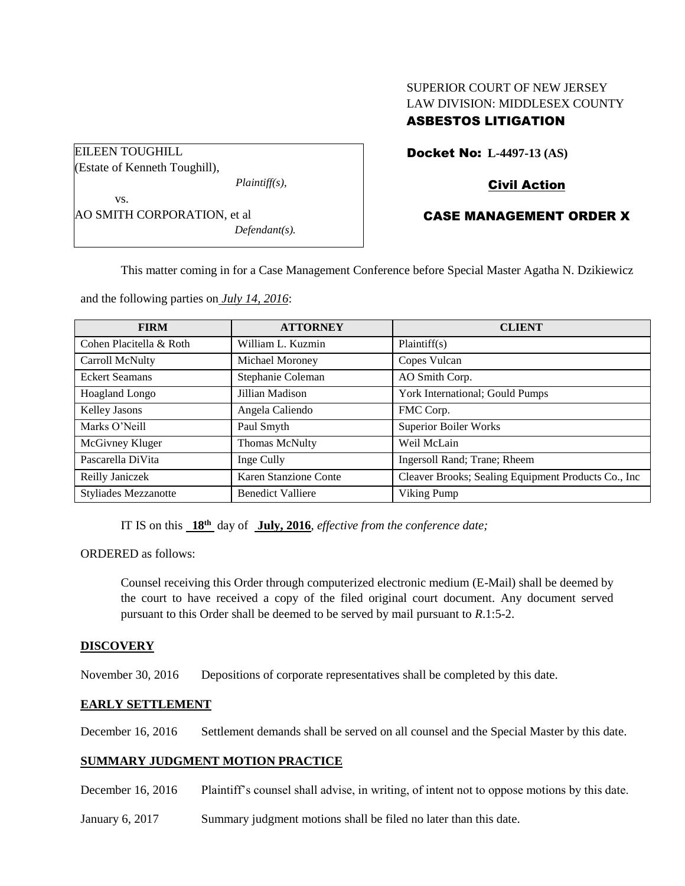SUPERIOR COURT OF NEW JERSEY
LAW DIVISION: MIDDLESEX COUNTY
**ASBESTOS LITIGATION**

EILEEN TOUGHILL
(Estate of Kenneth Toughill),
*Plaintiff(s),*
vs.
AO SMITH CORPORATION, et al
*Defendant(s).*

**Docket No: L-4497-13 (AS)**

**Civil Action**

**CASE MANAGEMENT ORDER X**

This matter coming in for a Case Management Conference before Special Master Agatha N. Dzikiewicz and the following parties on *July 14, 2016*:

| FIRM | ATTORNEY | CLIENT |
|---|---|---|
| Cohen Placitella & Roth | William L. Kuzmin | Plaintiff(s) |
| Carroll McNulty | Michael Moroney | Copes Vulcan |
| Eckert Seamans | Stephanie Coleman | AO Smith Corp. |
| Hoagland Longo | Jillian Madison | York International; Gould Pumps |
| Kelley Jasons | Angela Caliendo | FMC Corp. |
| Marks O'Neill | Paul Smyth | Superior Boiler Works |
| McGivney Kluger | Thomas McNulty | Weil McLain |
| Pascarella DiVita | Inge Cully | Ingersoll Rand; Trane; Rheem |
| Reilly Janiczek | Karen Stanzione Conte | Cleaver Brooks; Sealing Equipment Products Co., Inc |
| Styliades Mezzanotte | Benedict Valliere | Viking Pump |

IT IS on this **18th** day of **July, 2016**, *effective from the conference date;*

ORDERED as follows:

Counsel receiving this Order through computerized electronic medium (E-Mail) shall be deemed by the court to have received a copy of the filed original court document. Any document served pursuant to this Order shall be deemed to be served by mail pursuant to *R*.1:5-2.

**DISCOVERY**

November 30, 2016 Depositions of corporate representatives shall be completed by this date.

**EARLY SETTLEMENT**

December 16, 2016 Settlement demands shall be served on all counsel and the Special Master by this date.

**SUMMARY JUDGMENT MOTION PRACTICE**

December 16, 2016 Plaintiff's counsel shall advise, in writing, of intent not to oppose motions by this date.

January 6, 2017 Summary judgment motions shall be filed no later than this date.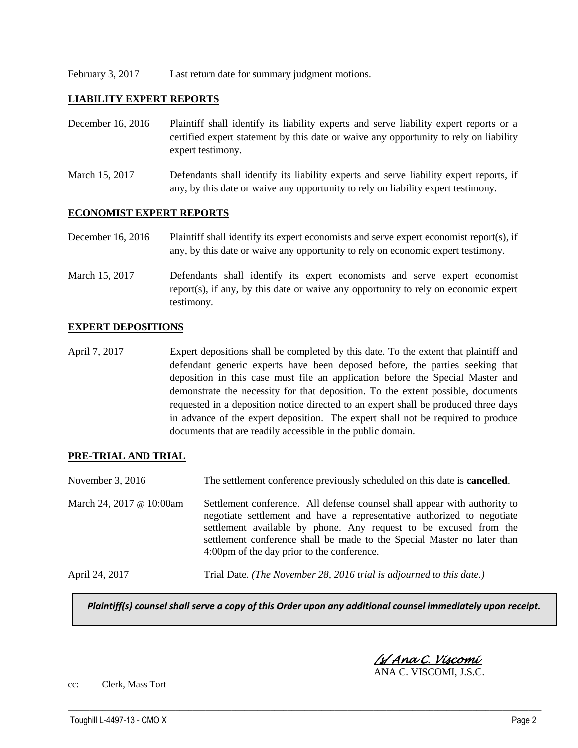February 3, 2017 Last return date for summary judgment motions.

**LIABILITY EXPERT REPORTS**

December 16, 2016 Plaintiff shall identify its liability experts and serve liability expert reports or a certified expert statement by this date or waive any opportunity to rely on liability expert testimony.

March 15, 2017 Defendants shall identify its liability experts and serve liability expert reports, if any, by this date or waive any opportunity to rely on liability expert testimony.

**ECONOMIST EXPERT REPORTS**

December 16, 2016 Plaintiff shall identify its expert economists and serve expert economist report(s), if any, by this date or waive any opportunity to rely on economic expert testimony.

March 15, 2017 Defendants shall identify its expert economists and serve expert economist report(s), if any, by this date or waive any opportunity to rely on economic expert testimony.

**EXPERT DEPOSITIONS**

April 7, 2017 Expert depositions shall be completed by this date. To the extent that plaintiff and defendant generic experts have been deposed before, the parties seeking that deposition in this case must file an application before the Special Master and demonstrate the necessity for that deposition. To the extent possible, documents requested in a deposition notice directed to an expert shall be produced three days in advance of the expert deposition. The expert shall not be required to produce documents that are readily accessible in the public domain.

**PRE-TRIAL AND TRIAL**

November 3, 2016 The settlement conference previously scheduled on this date is **cancelled**.

March 24, 2017 @ 10:00am Settlement conference. All defense counsel shall appear with authority to negotiate settlement and have a representative authorized to negotiate settlement available by phone. Any request to be excused from the settlement conference shall be made to the Special Master no later than 4:00pm of the day prior to the conference.

April 24, 2017 Trial Date. *(The November 28, 2016 trial is adjourned to this date.)*

***Plaintiff(s) counsel shall serve a copy of this Order upon any additional counsel immediately upon receipt.***

/s/ Ana C. Viscomi
ANA C. VISCOMI, J.S.C.

cc: Clerk, Mass Tort

Toughill L-4497-13 - CMO X